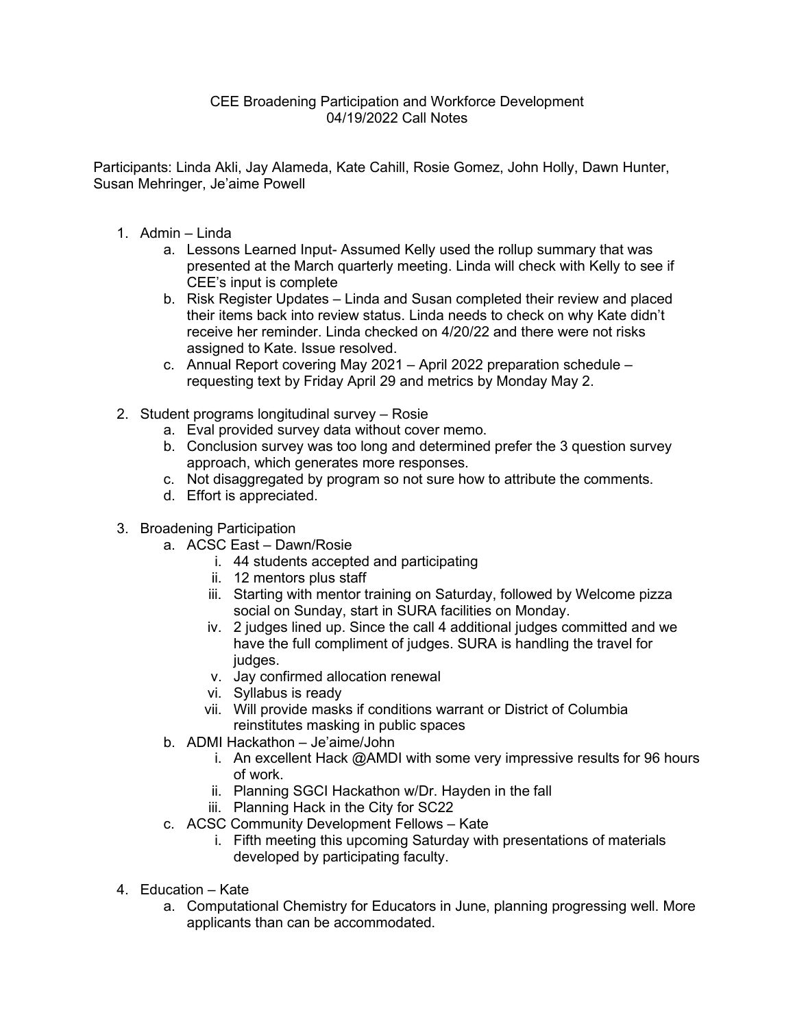CEE Broadening Participation and Workforce Development
04/19/2022 Call Notes

Participants: Linda Akli, Jay Alameda, Kate Cahill, Rosie Gomez, John Holly, Dawn Hunter, Susan Mehringer, Je'aime Powell

1. Admin – Linda
   a. Lessons Learned Input- Assumed Kelly used the rollup summary that was presented at the March quarterly meeting. Linda will check with Kelly to see if CEE's input is complete
   b. Risk Register Updates – Linda and Susan completed their review and placed their items back into review status. Linda needs to check on why Kate didn't receive her reminder. Linda checked on 4/20/22 and there were not risks assigned to Kate. Issue resolved.
   c. Annual Report covering May 2021 – April 2022 preparation schedule – requesting text by Friday April 29 and metrics by Monday May 2.

2. Student programs longitudinal survey – Rosie
   a. Eval provided survey data without cover memo.
   b. Conclusion survey was too long and determined prefer the 3 question survey approach, which generates more responses.
   c. Not disaggregated by program so not sure how to attribute the comments.
   d. Effort is appreciated.

3. Broadening Participation
   a. ACSC East – Dawn/Rosie
      i. 44 students accepted and participating
      ii. 12 mentors plus staff
      iii. Starting with mentor training on Saturday, followed by Welcome pizza social on Sunday, start in SURA facilities on Monday.
      iv. 2 judges lined up. Since the call 4 additional judges committed and we have the full compliment of judges. SURA is handling the travel for judges.
      v. Jay confirmed allocation renewal
      vi. Syllabus is ready
      vii. Will provide masks if conditions warrant or District of Columbia reinstitutes masking in public spaces
   b. ADMI Hackathon – Je'aime/John
      i. An excellent Hack @AMDI with some very impressive results for 96 hours of work.
      ii. Planning SGCI Hackathon w/Dr. Hayden in the fall
      iii. Planning Hack in the City for SC22
   c. ACSC Community Development Fellows – Kate
      i. Fifth meeting this upcoming Saturday with presentations of materials developed by participating faculty.

4. Education – Kate
   a. Computational Chemistry for Educators in June, planning progressing well. More applicants than can be accommodated.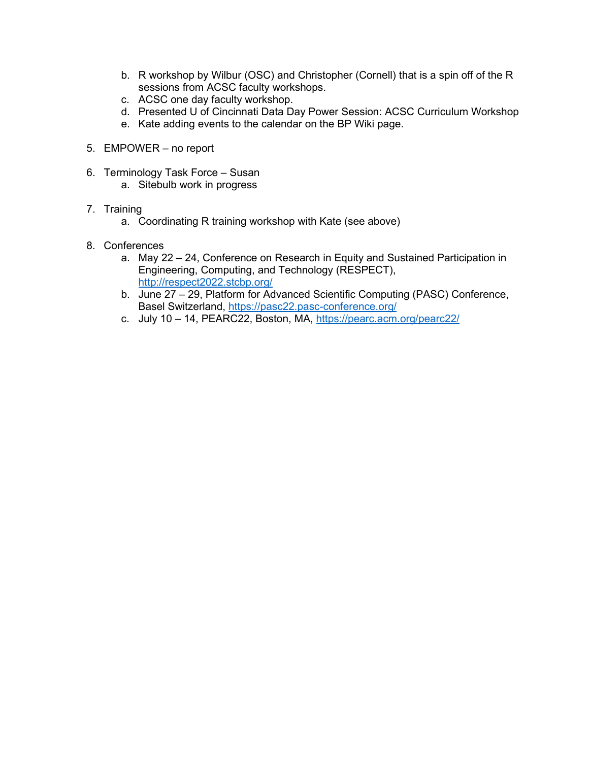b. R workshop by Wilbur (OSC) and Christopher (Cornell) that is a spin off of the R sessions from ACSC faculty workshops.
   c. ACSC one day faculty workshop.
   d. Presented U of Cincinnati Data Day Power Session: ACSC Curriculum Workshop
   e. Kate adding events to the calendar on the BP Wiki page.

5. EMPOWER – no report

6. Terminology Task Force – Susan
   a. Sitebulb work in progress

7. Training
   a. Coordinating R training workshop with Kate (see above)

8. Conferences
   a. May 22 – 24, Conference on Research in Equity and Sustained Participation in Engineering, Computing, and Technology (RESPECT), [http://respect2022.stcbp.org/](http://respect2022.stcbp.org/)
   b. June 27 – 29, Platform for Advanced Scientific Computing (PASC) Conference, Basel Switzerland, [https://pasc22.pasc-conference.org/](https://pasc22.pasc-conference.org/)
   c. July 10 – 14, PEARC22, Boston, MA, [https://pearc.acm.org/pearc22/](https://pearc.acm.org/pearc22/)